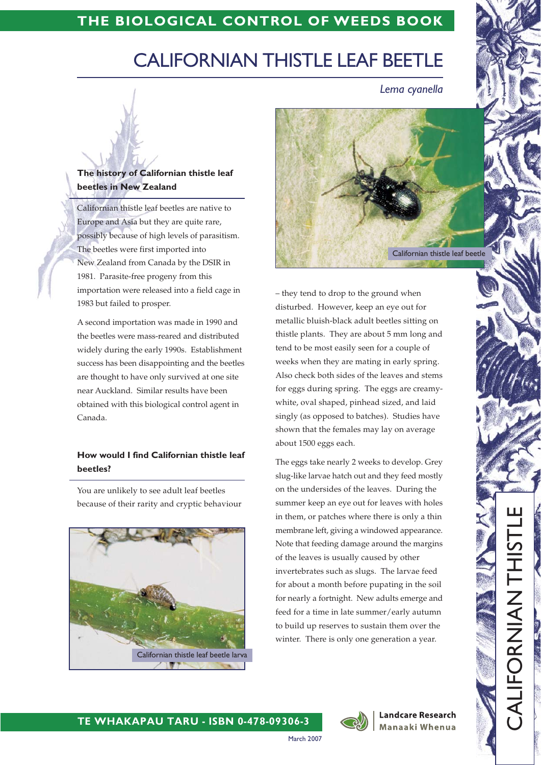# CALIFORNIAN THISTLE LEAF BEETLE

*Lema cyanella*

## The history of Californian thistle leaf beetles in New Zealand

Californian thistle leaf beetles are native to Europe and Asia but they are quite rare, possibly because of high levels of parasitism. The beetles were first imported into New Zealand from Canada by the DSIR in 1981. Parasite-free progeny from this importation were released into a field cage in 1983 but failed to prosper.

A second importation was made in 1990 and the beetles were mass-reared and distributed widely during the early 1990s. Establishment success has been disappointing and the beetles are thought to have only survived at one site near Auckland. Similar results have been obtained with this biological control agent in Canada.

## How would I find Californian thistle leaf beetles?

You are unlikely to see adult leaf beetles because of their rarity and cryptic behaviour – they tend to drop to the ground when disturbed. However, keep an eye out for metallic bluish-black adult beetles sitting on thistle plants. They are about 5 mm long and tend to be most easily seen for a couple of weeks when they are mating in early spring. Also check both sides of the leaves and stems for eggs during spring. The eggs are creamy-white, oval shaped, pinhead sized, and laid singly (as opposed to batches). Studies have shown that the females may lay on average about 1500 eggs each.

Californian thistle leaf beetle larva

Californian thistle leaf beetle

The eggs take nearly 2 weeks to develop. Grey slug-like larvae hatch out and they feed mostly on the undersides of the leaves. During the summer keep an eye out for leaves with holes in them, or patches where there is only a thin membrane left, giving a windowed appearance. Note that feeding damage around the margins of the leaves is usually caused by other invertebrates such as slugs. The larvae feed for about a month before pupating in the soil for nearly a fortnight. New adults emerge and feed for a time in late summer/early autumn to build up reserves to sustain them over the winter. There is only one generation a year.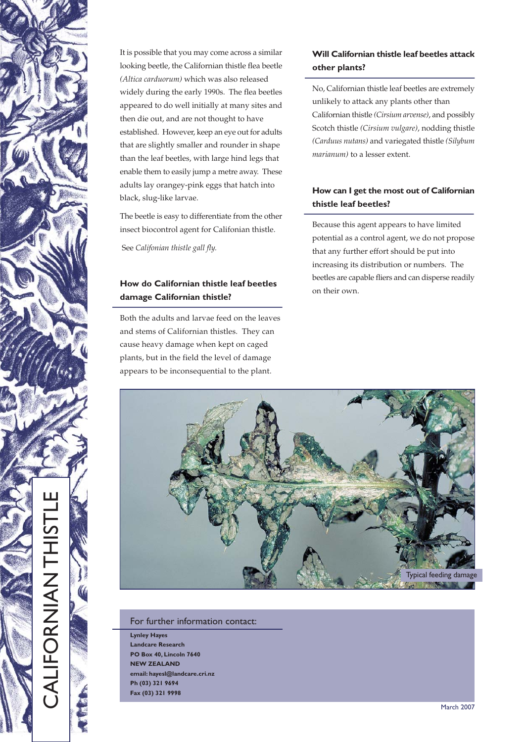It is possible that you may come across a similar looking beetle, the Californian thistle flea beetle *(Altica carduorum)* which was also released widely during the early 1990s. The flea beetles appeared to do well initially at many sites and then die out, and are not thought to have established. However, keep an eye out for adults that are slightly smaller and rounder in shape than the leaf beetles, with large hind legs that enable them to easily jump a metre away. These adults lay orangey-pink eggs that hatch into black, slug-like larvae.

The beetle is easy to differentiate from the other insect biocontrol agent for Califonian thistle.

See *Califonian thistle gall fly.*

### How do Californian thistle leaf beetles damage Californian thistle?

Both the adults and larvae feed on the leaves and stems of Californian thistles. They can cause heavy damage when kept on caged plants, but in the field the level of damage appears to be inconsequential to the plant.

### Will Californian thistle leaf beetles attack other plants?

No, Californian thistle leaf beetles are extremely unlikely to attack any plants other than Californian thistle *(Cirsium arvense)*, and possibly Scotch thistle *(Cirsium vulgare)*, nodding thistle *(Carduus nutans)* and variegated thistle *(Silybum marianum)* to a lesser extent.

### How can I get the most out of Californian thistle leaf beetles?

Because this agent appears to have limited potential as a control agent, we do not propose that any further effort should be put into increasing its distribution or numbers. The beetles are capable fliers and can disperse readily on their own.

Typical feeding damage

For further information contact:

**Lynley Hayes**
**Landcare Research**
**PO Box 40, Lincoln 7640**
**NEW ZEALAND**
**email: hayesl@landcare.cri.nz**
**Ph (03) 321 9694**
**Fax (03) 321 9998**

March 2007

CALIFORNIAN THISTLE